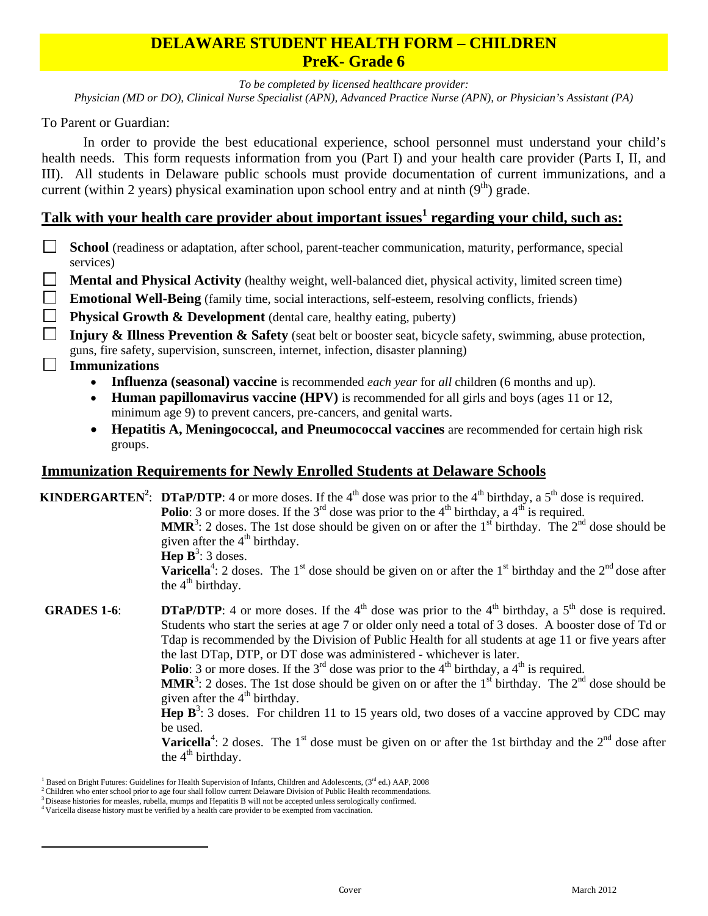# DELAWARE STUDENT HEALTH FORM – CHILDREN
## PreK- Grade 6

*To be completed by licensed healthcare provider:*
*Physician (MD or DO), Clinical Nurse Specialist (APN), Advanced Practice Nurse (APN), or Physician's Assistant (PA)*

To Parent or Guardian:

In order to provide the best educational experience, school personnel must understand your child's health needs. This form requests information from you (Part I) and your health care provider (Parts I, II, and III). All students in Delaware public schools must provide documentation of current immunizations, and a current (within 2 years) physical examination upon school entry and at ninth (9th) grade.

## Talk with your health care provider about important issues[1] regarding your child, such as:

- ☐ **School** (readiness or adaptation, after school, parent-teacher communication, maturity, performance, special services)
- ☐ **Mental and Physical Activity** (healthy weight, well-balanced diet, physical activity, limited screen time)
- ☐ **Emotional Well-Being** (family time, social interactions, self-esteem, resolving conflicts, friends)
- ☐ **Physical Growth & Development** (dental care, healthy eating, puberty)
- ☐ **Injury & Illness Prevention & Safety** (seat belt or booster seat, bicycle safety, swimming, abuse protection, guns, fire safety, supervision, sunscreen, internet, infection, disaster planning)
- ☐ **Immunizations**
  - **Influenza (seasonal) vaccine** is recommended *each year* for *all* children (6 months and up).
  - **Human papillomavirus vaccine (HPV)** is recommended for all girls and boys (ages 11 or 12, minimum age 9) to prevent cancers, pre-cancers, and genital warts.
  - **Hepatitis A, Meningococcal, and Pneumococcal vaccines** are recommended for certain high risk groups.

## Immunization Requirements for Newly Enrolled Students at Delaware Schools

**KINDERGARTEN[2]**:
**DTaP/DTP**: 4 or more doses. If the 4th dose was prior to the 4th birthday, a 5th dose is required.
**Polio**: 3 or more doses. If the 3rd dose was prior to the 4th birthday, a 4th is required.
**MMR[3]**: 2 doses. The 1st dose should be given on or after the 1st birthday. The 2nd dose should be given after the 4th birthday.
**Hep B[3]**: 3 doses.
**Varicella[4]**: 2 doses. The 1st dose should be given on or after the 1st birthday and the 2nd dose after the 4th birthday.

**GRADES 1-6**:
**DTaP/DTP**: 4 or more doses. If the 4th dose was prior to the 4th birthday, a 5th dose is required. Students who start the series at age 7 or older only need a total of 3 doses. A booster dose of Td or Tdap is recommended by the Division of Public Health for all students at age 11 or five years after the last DTap, DTP, or DT dose was administered - whichever is later.
**Polio**: 3 or more doses. If the 3rd dose was prior to the 4th birthday, a 4th is required.
**MMR[3]**: 2 doses. The 1st dose should be given on or after the 1st birthday. The 2nd dose should be given after the 4th birthday.
**Hep B[3]**: 3 doses. For children 11 to 15 years old, two doses of a vaccine approved by CDC may be used.
**Varicella[4]**: 2 doses. The 1st dose must be given on or after the 1st birthday and the 2nd dose after the 4th birthday.

[1] Based on Bright Futures: Guidelines for Health Supervision of Infants, Children and Adolescents, (3rd ed.) AAP, 2008
[2] Children who enter school prior to age four shall follow current Delaware Division of Public Health recommendations.
[3] Disease histories for measles, rubella, mumps and Hepatitis B will not be accepted unless serologically confirmed.
[4] Varicella disease history must be verified by a health care provider to be exempted from vaccination.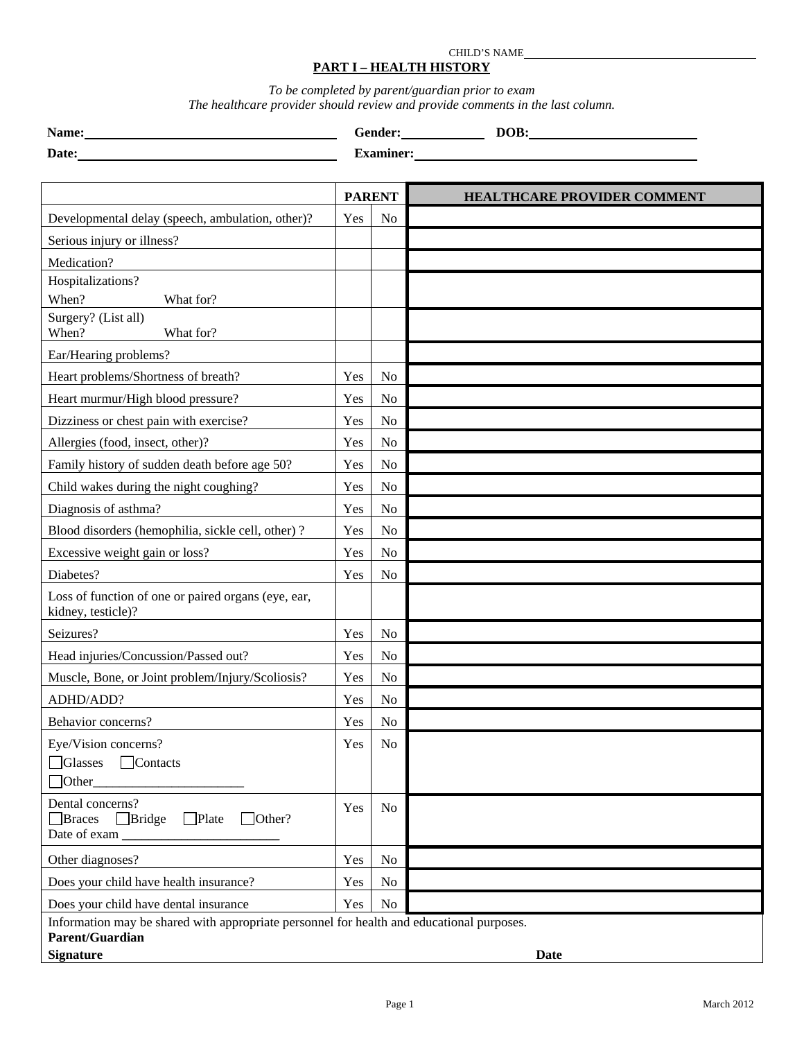CHILD'S NAME\_\_\_\_\_\_\_\_\_\_\_\_\_\_\_\_\_\_\_\_\_\_\_\_\_\_\_\_\_\_\_\_\_\_\_\_\_\_\_\_

## PART I – HEALTH HISTORY

*To be completed by parent/guardian prior to exam*
*The healthcare provider should review and provide comments in the last column.*

**Name:**\_\_\_\_\_\_\_\_\_\_\_\_\_\_\_\_\_\_\_\_\_\_\_\_\_\_\_\_\_\_\_\_\_\_ **Gender:**\_\_\_\_\_\_\_\_\_\_ **DOB:**\_\_\_\_\_\_\_\_\_\_\_\_\_\_\_\_\_\_\_\_\_\_

**Date:**\_\_\_\_\_\_\_\_\_\_\_\_\_\_\_\_\_\_\_\_\_\_\_\_\_\_\_\_\_\_\_\_\_\_ **Examiner:**\_\_\_\_\_\_\_\_\_\_\_\_\_\_\_\_\_\_\_\_\_\_\_\_\_\_\_\_\_\_\_\_\_\_\_\_\_\_

| | **PARENT** | | **HEALTHCARE PROVIDER COMMENT** |
|---|---|---|---|
| Developmental delay (speech, ambulation, other)? | Yes | No | |
| Serious injury or illness? | | | |
| Medication? | | | |
| Hospitalizations? When? What for? | | | |
| Surgery? (List all) When? What for? | | | |
| Ear/Hearing problems? | | | |
| Heart problems/Shortness of breath? | Yes | No | |
| Heart murmur/High blood pressure? | Yes | No | |
| Dizziness or chest pain with exercise? | Yes | No | |
| Allergies (food, insect, other)? | Yes | No | |
| Family history of sudden death before age 50? | Yes | No | |
| Child wakes during the night coughing? | Yes | No | |
| Diagnosis of asthma? | Yes | No | |
| Blood disorders (hemophilia, sickle cell, other) ? | Yes | No | |
| Excessive weight gain or loss? | Yes | No | |
| Diabetes? | Yes | No | |
| Loss of function of one or paired organs (eye, ear, kidney, testicle)? | | | |
| Seizures? | Yes | No | |
| Head injuries/Concussion/Passed out? | Yes | No | |
| Muscle, Bone, or Joint problem/Injury/Scoliosis? | Yes | No | |
| ADHD/ADD? | Yes | No | |
| Behavior concerns? | Yes | No | |
| Eye/Vision concerns? ☐Glasses ☐Contacts ☐Other\_\_\_\_\_\_\_\_\_\_\_\_\_\_\_\_\_\_\_\_\_\_ | Yes | No | |
| Dental concerns? ☐Braces ☐Bridge ☐Plate ☐Other? Date of exam \_\_\_\_\_\_\_\_\_\_\_\_\_\_\_\_\_\_\_\_\_\_ | Yes | No | |
| Other diagnoses? | Yes | No | |
| Does your child have health insurance? | Yes | No | |
| Does your child have dental insurance | Yes | No | |

Information may be shared with appropriate personnel for health and educational purposes.

**Parent/Guardian Signature** **Date**

March 2012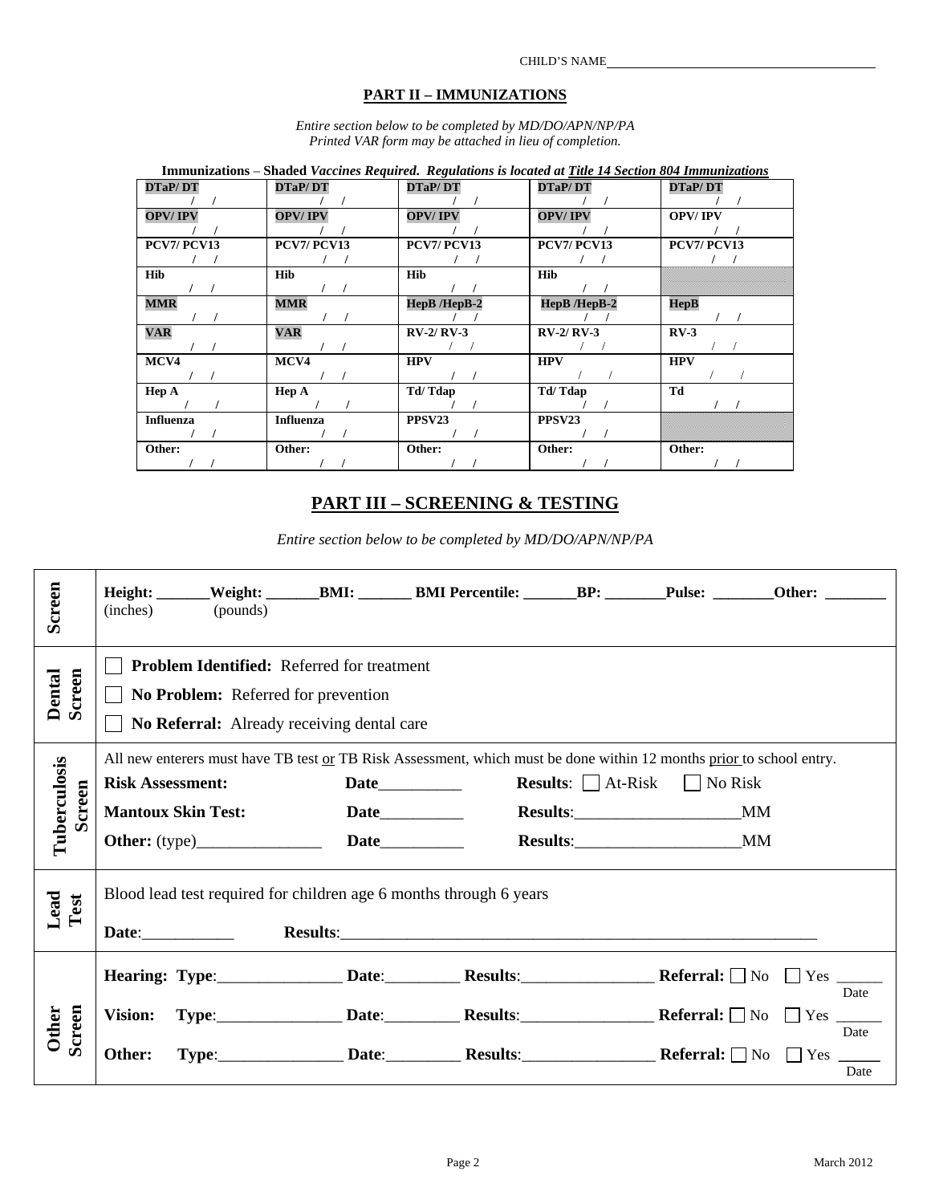CHILD'S NAME________________________________

## PART II – IMMUNIZATIONS

*Entire section below to be completed by MD/DO/APN/NP/PA*
*Printed VAR form may be attached in lieu of completion.*

**Immunizations** – **Shaded** ***Vaccines Required. Regulations is located at*** ***Title 14 Section 804 Immunizations***

| | | | | |
|---|---|---|---|---|
| **DTaP/ DT** / / | **DTaP/ DT** / / | **DTaP/ DT** / / | **DTaP/ DT** / / | **DTaP/ DT** / / |
| **OPV/ IPV** / / | **OPV/ IPV** / / | **OPV/ IPV** / / | **OPV/ IPV** / / | **OPV/ IPV** / / |
| **PCV7/ PCV13** / / | **PCV7/ PCV13** / / | **PCV7/ PCV13** / / | **PCV7/ PCV13** / / | **PCV7/ PCV13** / / |
| **Hib** / / | **Hib** / / | **Hib** / / | **Hib** / / | |
| **MMR** / / | **MMR** / / | **HepB /HepB-2** / / | **HepB /HepB-2** / / | **HepB** / / |
| **VAR** / / | **VAR** / / | **RV-2/ RV-3** / / | **RV-2/ RV-3** / / | **RV-3** / / |
| **MCV4** / / | **MCV4** / / | **HPV** / / | **HPV** / / | **HPV** / / |
| **Hep A** / / | **Hep A** / / | **Td/ Tdap** / / | **Td/ Tdap** / / | **Td** / / |
| **Influenza** / / | **Influenza** / / | **PPSV23** / / | **PPSV23** / / | |
| **Other:** / / | **Other:** / / | **Other:** / / | **Other:** / / | **Other:** / / |

## PART III – SCREENING & TESTING

*Entire section below to be completed by MD/DO/APN/NP/PA*

| | |
|---|---|
| **Screen** | **Height:** _______ (inches) **Weight:** _______ (pounds) **BMI:** _______ **BMI Percentile:** _______ **BP:** ________ **Pulse:** ________ **Other:** ________ |
| **Dental Screen** | ☐ **Problem Identified:** Referred for treatment<br>☐ **No Problem:** Referred for prevention<br>☐ **No Referral:** Already receiving dental care |
| **Tuberculosis Screen** | All new enterers must have TB test or TB Risk Assessment, which must be done within 12 months prior to school entry.<br>**Risk Assessment:** **Date**__________ **Results**: ☐ At-Risk ☐ No Risk<br>**Mantoux Skin Test:** **Date**__________ **Results**:____________________MM<br>**Other:** (type)_______________ **Date**__________ **Results**:____________________MM |
| **Lead Test** | Blood lead test required for children age 6 months through 6 years<br>**Date**:___________ **Results**:___________________________________________________________ |
| **Other Screen** | **Hearing: Type**:_______________ **Date**:_________ **Results**:________________ **Referral:** ☐ No ☐ Yes _____ Date<br>**Vision: Type**:_______________ **Date**:_________ **Results**:________________ **Referral:** ☐ No ☐ Yes _____ Date<br>**Other: Type**:_______________ **Date**:_________ **Results**:________________ **Referral:** ☐ No ☐ Yes _____ Date |

March 2012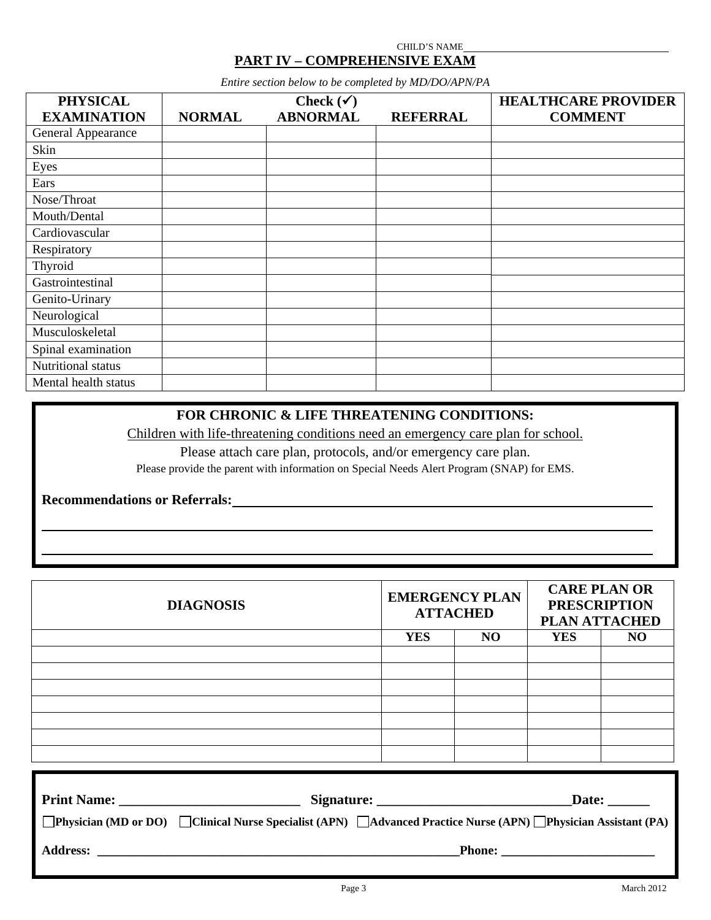CHILD'S NAME_______________________________________

## PART IV – COMPREHENSIVE EXAM

*Entire section below to be completed by MD/DO/APN/PA*

| PHYSICAL EXAMINATION | Check (✓) NORMAL | ABNORMAL | REFERRAL | HEALTHCARE PROVIDER COMMENT |
|---|---|---|---|---|
| General Appearance | | | | |
| Skin | | | | |
| Eyes | | | | |
| Ears | | | | |
| Nose/Throat | | | | |
| Mouth/Dental | | | | |
| Cardiovascular | | | | |
| Respiratory | | | | |
| Thyroid | | | | |
| Gastrointestinal | | | | |
| Genito-Urinary | | | | |
| Neurological | | | | |
| Musculoskeletal | | | | |
| Spinal examination | | | | |
| Nutritional status | | | | |
| Mental health status | | | | |

**FOR CHRONIC & LIFE THREATENING CONDITIONS:**

Children with life-threatening conditions need an emergency care plan for school.

Please attach care plan, protocols, and/or emergency care plan.

Please provide the parent with information on Special Needs Alert Program (SNAP) for EMS.

**Recommendations or Referrals:**_______________________________________________

_______________________________________________________________________

_______________________________________________________________________

| DIAGNOSIS | EMERGENCY PLAN ATTACHED | | CARE PLAN OR PRESCRIPTION PLAN ATTACHED | |
|---|---|---|---|---|
| | YES | NO | YES | NO |
| | | | | |
| | | | | |
| | | | | |
| | | | | |
| | | | | |
| | | | | |
| | | | | |

**Print Name:** ___________________________ **Signature:** ____________________________**Date:** ______

☐ **Physician (MD or DO)** ☐ **Clinical Nurse Specialist (APN)** ☐ **Advanced Practice Nurse (APN)** ☐ **Physician Assistant (PA)**

**Address:** ________________________________________________________**Phone:** _______________________

March 2012